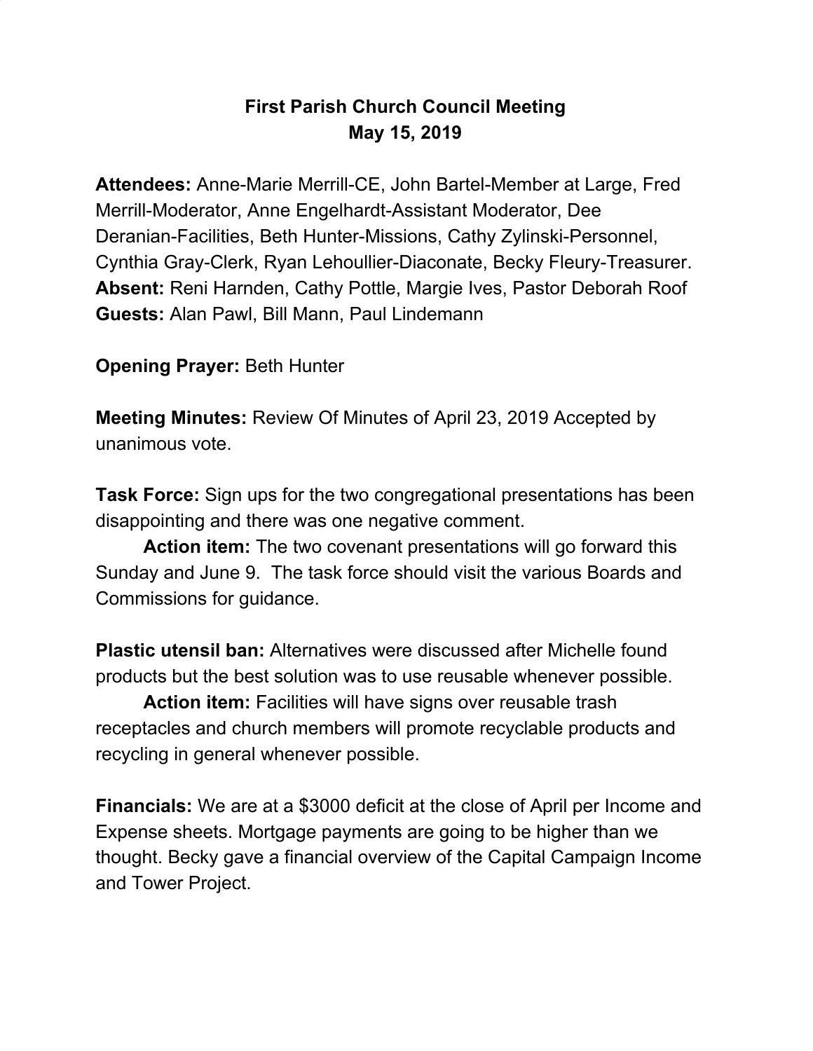# First Parish Church Council Meeting
## May 15, 2019

**Attendees:** Anne-Marie Merrill-CE, John Bartel-Member at Large, Fred Merrill-Moderator, Anne Engelhardt-Assistant Moderator, Dee Deranian-Facilities, Beth Hunter-Missions, Cathy Zylinski-Personnel, Cynthia Gray-Clerk, Ryan Lehoullier-Diaconate, Becky Fleury-Treasurer.
**Absent:** Reni Harnden, Cathy Pottle, Margie Ives, Pastor Deborah Roof
**Guests:** Alan Pawl, Bill Mann, Paul Lindemann

**Opening Prayer:** Beth Hunter

**Meeting Minutes:** Review Of Minutes of April 23, 2019 Accepted by unanimous vote.

**Task Force:** Sign ups for the two congregational presentations has been disappointing and there was one negative comment.

**Action item:** The two covenant presentations will go forward this Sunday and June 9. The task force should visit the various Boards and Commissions for guidance.

**Plastic utensil ban:** Alternatives were discussed after Michelle found products but the best solution was to use reusable whenever possible.

**Action item:** Facilities will have signs over reusable trash receptacles and church members will promote recyclable products and recycling in general whenever possible.

**Financials:** We are at a $3000 deficit at the close of April per Income and Expense sheets. Mortgage payments are going to be higher than we thought. Becky gave a financial overview of the Capital Campaign Income and Tower Project.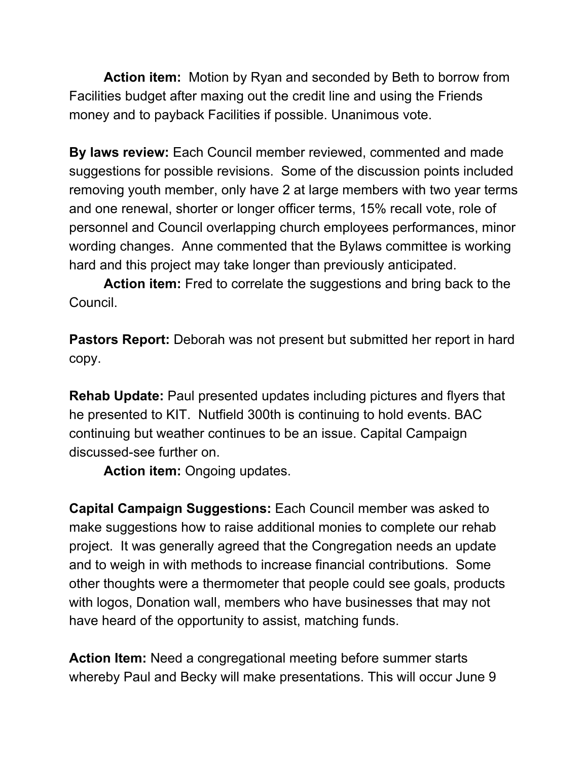**Action item:** Motion by Ryan and seconded by Beth to borrow from Facilities budget after maxing out the credit line and using the Friends money and to payback Facilities if possible. Unanimous vote.

**By laws review:** Each Council member reviewed, commented and made suggestions for possible revisions. Some of the discussion points included removing youth member, only have 2 at large members with two year terms and one renewal, shorter or longer officer terms, 15% recall vote, role of personnel and Council overlapping church employees performances, minor wording changes. Anne commented that the Bylaws committee is working hard and this project may take longer than previously anticipated.

**Action item:** Fred to correlate the suggestions and bring back to the Council.

**Pastors Report:** Deborah was not present but submitted her report in hard copy.

**Rehab Update:** Paul presented updates including pictures and flyers that he presented to KIT. Nutfield 300th is continuing to hold events. BAC continuing but weather continues to be an issue. Capital Campaign discussed-see further on.

**Action item:** Ongoing updates.

**Capital Campaign Suggestions:** Each Council member was asked to make suggestions how to raise additional monies to complete our rehab project. It was generally agreed that the Congregation needs an update and to weigh in with methods to increase financial contributions. Some other thoughts were a thermometer that people could see goals, products with logos, Donation wall, members who have businesses that may not have heard of the opportunity to assist, matching funds.

**Action Item:** Need a congregational meeting before summer starts whereby Paul and Becky will make presentations. This will occur June 9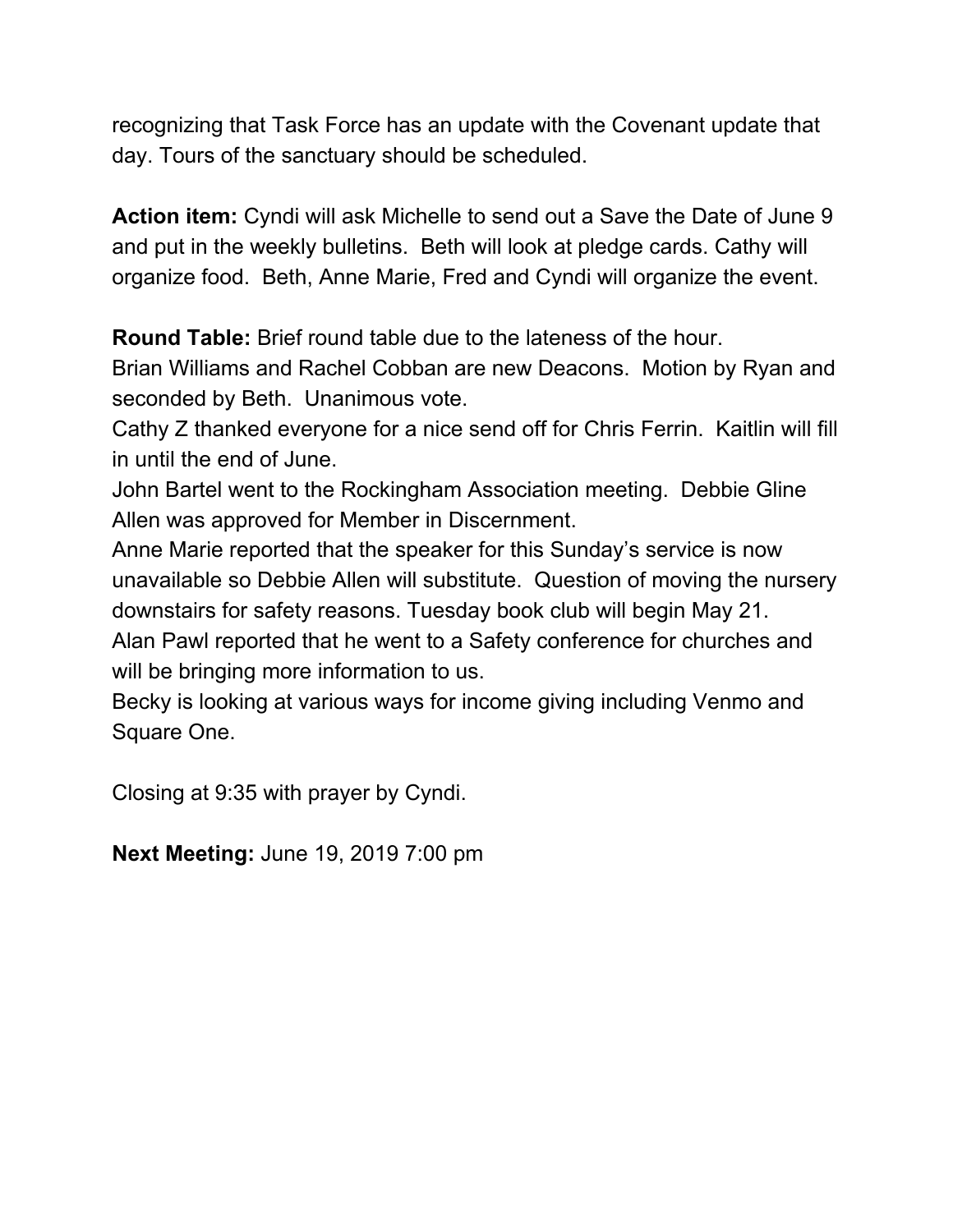recognizing that Task Force has an update with the Covenant update that day. Tours of the sanctuary should be scheduled.

**Action item:** Cyndi will ask Michelle to send out a Save the Date of June 9 and put in the weekly bulletins. Beth will look at pledge cards. Cathy will organize food. Beth, Anne Marie, Fred and Cyndi will organize the event.

**Round Table:** Brief round table due to the lateness of the hour.
Brian Williams and Rachel Cobban are new Deacons. Motion by Ryan and seconded by Beth. Unanimous vote.
Cathy Z thanked everyone for a nice send off for Chris Ferrin. Kaitlin will fill in until the end of June.
John Bartel went to the Rockingham Association meeting. Debbie Gline Allen was approved for Member in Discernment.
Anne Marie reported that the speaker for this Sunday's service is now unavailable so Debbie Allen will substitute. Question of moving the nursery downstairs for safety reasons. Tuesday book club will begin May 21.
Alan Pawl reported that he went to a Safety conference for churches and will be bringing more information to us.
Becky is looking at various ways for income giving including Venmo and Square One.

Closing at 9:35 with prayer by Cyndi.

**Next Meeting:** June 19, 2019 7:00 pm